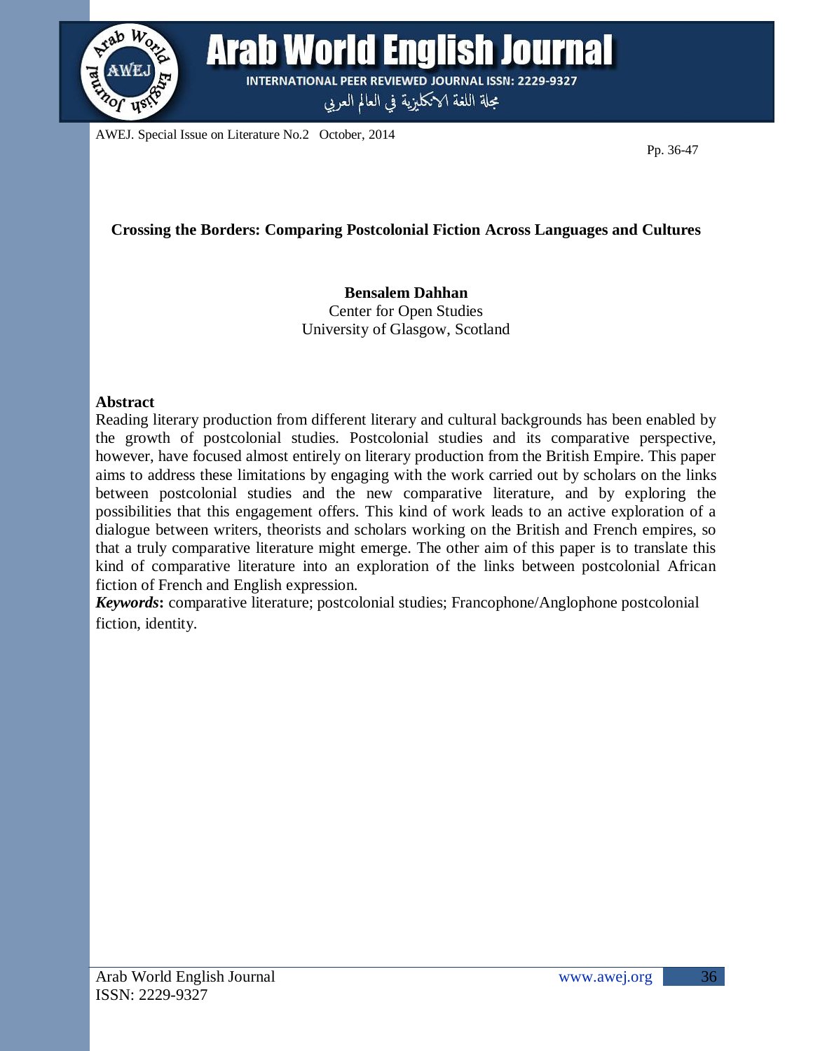# Crossing the Borders: Comparing Postcolonial Fiction Across Languages and Cultures

**Bensalem Dahhan**
Center for Open Studies
University of Glasgow, Scotland

## Abstract

Reading literary production from different literary and cultural backgrounds has been enabled by the growth of postcolonial studies. Postcolonial studies and its comparative perspective, however, have focused almost entirely on literary production from the British Empire. This paper aims to address these limitations by engaging with the work carried out by scholars on the links between postcolonial studies and the new comparative literature, and by exploring the possibilities that this engagement offers. This kind of work leads to an active exploration of a dialogue between writers, theorists and scholars working on the British and French empires, so that a truly comparative literature might emerge. The other aim of this paper is to translate this kind of comparative literature into an exploration of the links between postcolonial African fiction of French and English expression.

***Keywords*:** comparative literature; postcolonial studies; Francophone/Anglophone postcolonial fiction, identity.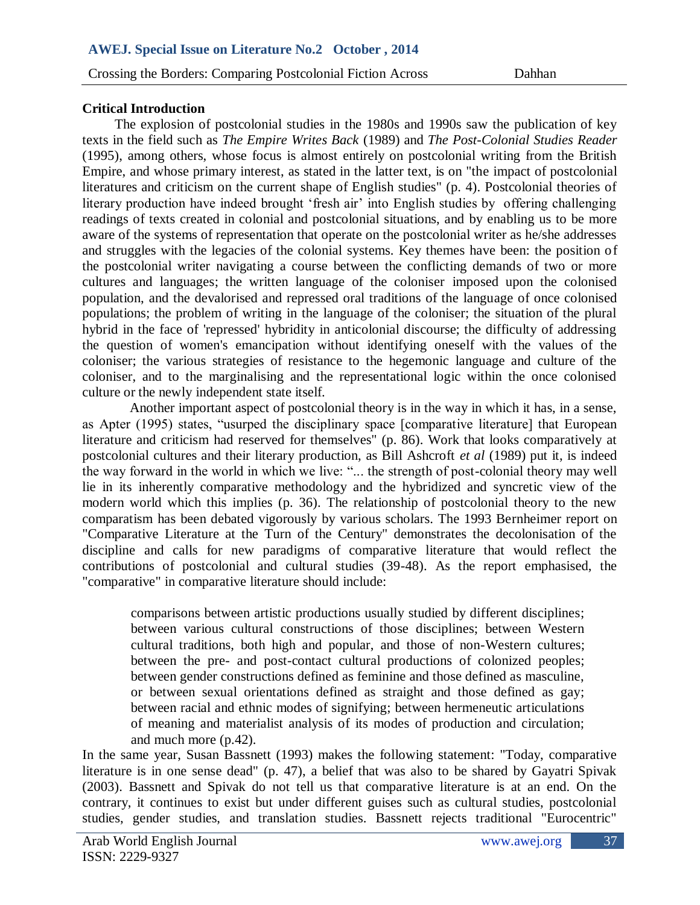**Critical Introduction**

The explosion of postcolonial studies in the 1980s and 1990s saw the publication of key texts in the field such as *The Empire Writes Back* (1989) and *The Post-Colonial Studies Reader* (1995), among others, whose focus is almost entirely on postcolonial writing from the British Empire, and whose primary interest, as stated in the latter text, is on "the impact of postcolonial literatures and criticism on the current shape of English studies" (p. 4). Postcolonial theories of literary production have indeed brought 'fresh air' into English studies by offering challenging readings of texts created in colonial and postcolonial situations, and by enabling us to be more aware of the systems of representation that operate on the postcolonial writer as he/she addresses and struggles with the legacies of the colonial systems. Key themes have been: the position of the postcolonial writer navigating a course between the conflicting demands of two or more cultures and languages; the written language of the coloniser imposed upon the colonised population, and the devalorised and repressed oral traditions of the language of once colonised populations; the problem of writing in the language of the coloniser; the situation of the plural hybrid in the face of 'repressed' hybridity in anticolonial discourse; the difficulty of addressing the question of women's emancipation without identifying oneself with the values of the coloniser; the various strategies of resistance to the hegemonic language and culture of the coloniser, and to the marginalising and the representational logic within the once colonised culture or the newly independent state itself.

Another important aspect of postcolonial theory is in the way in which it has, in a sense, as Apter (1995) states, "usurped the disciplinary space [comparative literature] that European literature and criticism had reserved for themselves" (p. 86). Work that looks comparatively at postcolonial cultures and their literary production, as Bill Ashcroft *et al* (1989) put it, is indeed the way forward in the world in which we live: "... the strength of post-colonial theory may well lie in its inherently comparative methodology and the hybridized and syncretic view of the modern world which this implies (p. 36). The relationship of postcolonial theory to the new comparatism has been debated vigorously by various scholars. The 1993 Bernheimer report on "Comparative Literature at the Turn of the Century" demonstrates the decolonisation of the discipline and calls for new paradigms of comparative literature that would reflect the contributions of postcolonial and cultural studies (39-48). As the report emphasised, the "comparative" in comparative literature should include:

> comparisons between artistic productions usually studied by different disciplines; between various cultural constructions of those disciplines; between Western cultural traditions, both high and popular, and those of non-Western cultures; between the pre- and post-contact cultural productions of colonized peoples; between gender constructions defined as feminine and those defined as masculine, or between sexual orientations defined as straight and those defined as gay; between racial and ethnic modes of signifying; between hermeneutic articulations of meaning and materialist analysis of its modes of production and circulation; and much more (p.42).

In the same year, Susan Bassnett (1993) makes the following statement: "Today, comparative literature is in one sense dead" (p. 47), a belief that was also to be shared by Gayatri Spivak (2003). Bassnett and Spivak do not tell us that comparative literature is at an end. On the contrary, it continues to exist but under different guises such as cultural studies, postcolonial studies, gender studies, and translation studies. Bassnett rejects traditional "Eurocentric"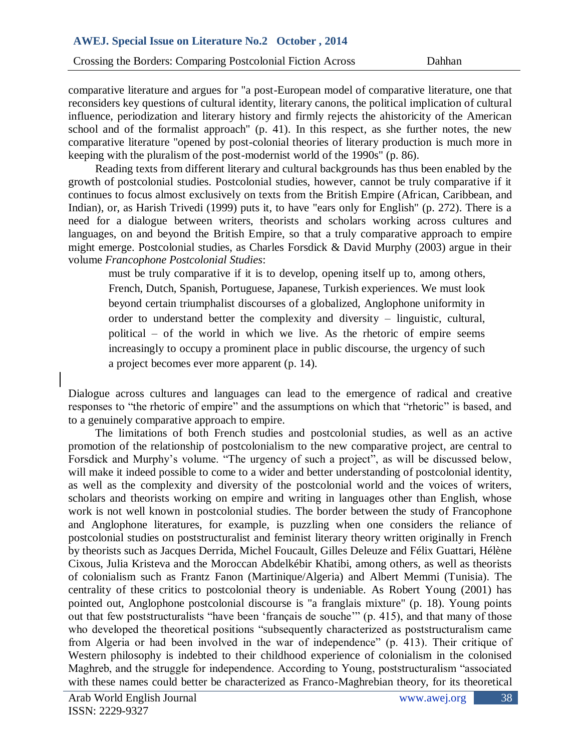comparative literature and argues for "a post-European model of comparative literature, one that reconsiders key questions of cultural identity, literary canons, the political implication of cultural influence, periodization and literary history and firmly rejects the ahistoricity of the American school and of the formalist approach" (p. 41). In this respect, as she further notes, the new comparative literature "opened by post-colonial theories of literary production is much more in keeping with the pluralism of the post-modernist world of the 1990s" (p. 86).

Reading texts from different literary and cultural backgrounds has thus been enabled by the growth of postcolonial studies. Postcolonial studies, however, cannot be truly comparative if it continues to focus almost exclusively on texts from the British Empire (African, Caribbean, and Indian), or, as Harish Trivedi (1999) puts it, to have "ears only for English" (p. 272). There is a need for a dialogue between writers, theorists and scholars working across cultures and languages, on and beyond the British Empire, so that a truly comparative approach to empire might emerge. Postcolonial studies, as Charles Forsdick & David Murphy (2003) argue in their volume *Francophone Postcolonial Studies*:

> must be truly comparative if it is to develop, opening itself up to, among others, French, Dutch, Spanish, Portuguese, Japanese, Turkish experiences. We must look beyond certain triumphalist discourses of a globalized, Anglophone uniformity in order to understand better the complexity and diversity – linguistic, cultural, political – of the world in which we live. As the rhetoric of empire seems increasingly to occupy a prominent place in public discourse, the urgency of such a project becomes ever more apparent (p. 14).

Dialogue across cultures and languages can lead to the emergence of radical and creative responses to "the rhetoric of empire" and the assumptions on which that "rhetoric" is based, and to a genuinely comparative approach to empire.

The limitations of both French studies and postcolonial studies, as well as an active promotion of the relationship of postcolonialism to the new comparative project, are central to Forsdick and Murphy's volume. "The urgency of such a project", as will be discussed below, will make it indeed possible to come to a wider and better understanding of postcolonial identity, as well as the complexity and diversity of the postcolonial world and the voices of writers, scholars and theorists working on empire and writing in languages other than English, whose work is not well known in postcolonial studies. The border between the study of Francophone and Anglophone literatures, for example, is puzzling when one considers the reliance of postcolonial studies on poststructuralist and feminist literary theory written originally in French by theorists such as Jacques Derrida, Michel Foucault, Gilles Deleuze and Félix Guattari, Hélène Cixous, Julia Kristeva and the Moroccan Abdelkébir Khatibi, among others, as well as theorists of colonialism such as Frantz Fanon (Martinique/Algeria) and Albert Memmi (Tunisia). The centrality of these critics to postcolonial theory is undeniable. As Robert Young (2001) has pointed out, Anglophone postcolonial discourse is "a franglais mixture" (p. 18). Young points out that few poststructuralists "have been 'français de souche'" (p. 415), and that many of those who developed the theoretical positions "subsequently characterized as poststructuralism came from Algeria or had been involved in the war of independence" (p. 413). Their critique of Western philosophy is indebted to their childhood experience of colonialism in the colonised Maghreb, and the struggle for independence. According to Young, poststructuralism "associated with these names could better be characterized as Franco-Maghrebian theory, for its theoretical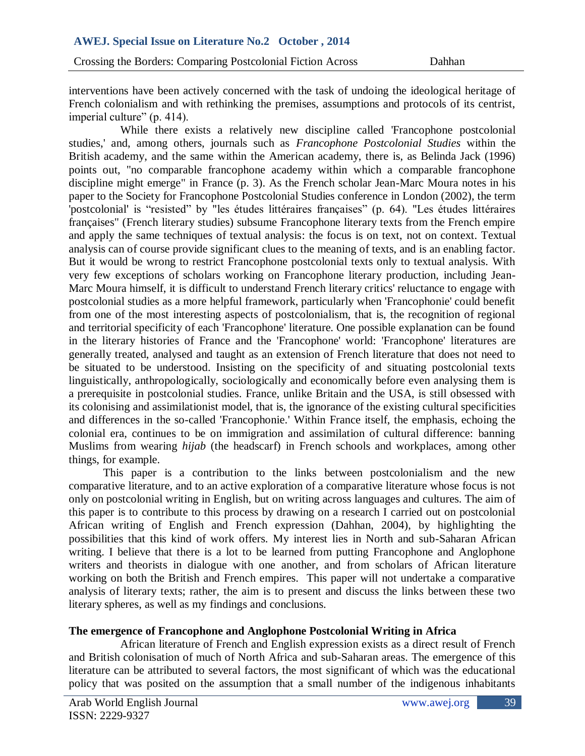interventions have been actively concerned with the task of undoing the ideological heritage of French colonialism and with rethinking the premises, assumptions and protocols of its centrist, imperial culture" (p. 414).

While there exists a relatively new discipline called 'Francophone postcolonial studies,' and, among others, journals such as *Francophone Postcolonial Studies* within the British academy, and the same within the American academy, there is, as Belinda Jack (1996) points out, "no comparable francophone academy within which a comparable francophone discipline might emerge" in France (p. 3). As the French scholar Jean-Marc Moura notes in his paper to the Society for Francophone Postcolonial Studies conference in London (2002), the term 'postcolonial' is "resisted" by "les études littéraires françaises" (p. 64). "Les études littéraires françaises" (French literary studies) subsume Francophone literary texts from the French empire and apply the same techniques of textual analysis: the focus is on text, not on context. Textual analysis can of course provide significant clues to the meaning of texts, and is an enabling factor. But it would be wrong to restrict Francophone postcolonial texts only to textual analysis. With very few exceptions of scholars working on Francophone literary production, including Jean-Marc Moura himself, it is difficult to understand French literary critics' reluctance to engage with postcolonial studies as a more helpful framework, particularly when 'Francophonie' could benefit from one of the most interesting aspects of postcolonialism, that is, the recognition of regional and territorial specificity of each 'Francophone' literature. One possible explanation can be found in the literary histories of France and the 'Francophone' world: 'Francophone' literatures are generally treated, analysed and taught as an extension of French literature that does not need to be situated to be understood. Insisting on the specificity of and situating postcolonial texts linguistically, anthropologically, sociologically and economically before even analysing them is a prerequisite in postcolonial studies. France, unlike Britain and the USA, is still obsessed with its colonising and assimilationist model, that is, the ignorance of the existing cultural specificities and differences in the so-called 'Francophonie.' Within France itself, the emphasis, echoing the colonial era, continues to be on immigration and assimilation of cultural difference: banning Muslims from wearing *hijab* (the headscarf) in French schools and workplaces, among other things, for example.

This paper is a contribution to the links between postcolonialism and the new comparative literature, and to an active exploration of a comparative literature whose focus is not only on postcolonial writing in English, but on writing across languages and cultures. The aim of this paper is to contribute to this process by drawing on a research I carried out on postcolonial African writing of English and French expression (Dahhan, 2004), by highlighting the possibilities that this kind of work offers. My interest lies in North and sub-Saharan African writing. I believe that there is a lot to be learned from putting Francophone and Anglophone writers and theorists in dialogue with one another, and from scholars of African literature working on both the British and French empires. This paper will not undertake a comparative analysis of literary texts; rather, the aim is to present and discuss the links between these two literary spheres, as well as my findings and conclusions.

**The emergence of Francophone and Anglophone Postcolonial Writing in Africa**

African literature of French and English expression exists as a direct result of French and British colonisation of much of North Africa and sub-Saharan areas. The emergence of this literature can be attributed to several factors, the most significant of which was the educational policy that was posited on the assumption that a small number of the indigenous inhabitants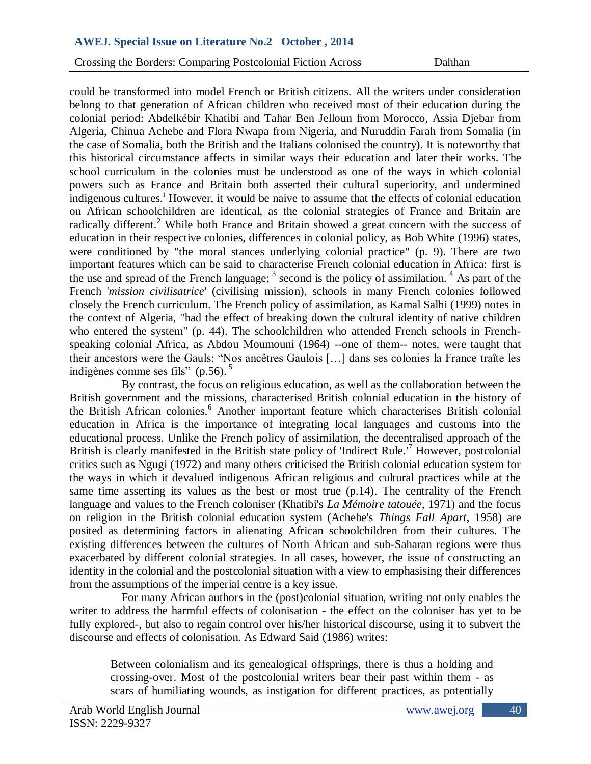could be transformed into model French or British citizens. All the writers under consideration belong to that generation of African children who received most of their education during the colonial period: Abdelkébir Khatibi and Tahar Ben Jelloun from Morocco, Assia Djebar from Algeria, Chinua Achebe and Flora Nwapa from Nigeria, and Nuruddin Farah from Somalia (in the case of Somalia, both the British and the Italians colonised the country). It is noteworthy that this historical circumstance affects in similar ways their education and later their works. The school curriculum in the colonies must be understood as one of the ways in which colonial powers such as France and Britain both asserted their cultural superiority, and undermined indigenous cultures.[i] However, it would be naive to assume that the effects of colonial education on African schoolchildren are identical, as the colonial strategies of France and Britain are radically different.[2] While both France and Britain showed a great concern with the success of education in their respective colonies, differences in colonial policy, as Bob White (1996) states, were conditioned by "the moral stances underlying colonial practice" (p. 9). There are two important features which can be said to characterise French colonial education in Africa: first is the use and spread of the French language; [3] second is the policy of assimilation. [4] As part of the French '*mission civilisatrice*' (civilising mission), schools in many French colonies followed closely the French curriculum. The French policy of assimilation, as Kamal Salhi (1999) notes in the context of Algeria, "had the effect of breaking down the cultural identity of native children who entered the system" (p. 44). The schoolchildren who attended French schools in French-speaking colonial Africa, as Abdou Moumouni (1964) --one of them-- notes, were taught that their ancestors were the Gauls: “Nos ancêtres Gaulois […] dans ses colonies la France traîte les indigènes comme ses fils” (p.56). [5]

By contrast, the focus on religious education, as well as the collaboration between the British government and the missions, characterised British colonial education in the history of the British African colonies.[6] Another important feature which characterises British colonial education in Africa is the importance of integrating local languages and customs into the educational process. Unlike the French policy of assimilation, the decentralised approach of the British is clearly manifested in the British state policy of 'Indirect Rule.'[7] However, postcolonial critics such as Ngugi (1972) and many others criticised the British colonial education system for the ways in which it devalued indigenous African religious and cultural practices while at the same time asserting its values as the best or most true (p.14). The centrality of the French language and values to the French coloniser (Khatibi's *La Mémoire tatouée*, 1971) and the focus on religion in the British colonial education system (Achebe's *Things Fall Apart*, 1958) are posited as determining factors in alienating African schoolchildren from their cultures. The existing differences between the cultures of North African and sub-Saharan regions were thus exacerbated by different colonial strategies. In all cases, however, the issue of constructing an identity in the colonial and the postcolonial situation with a view to emphasising their differences from the assumptions of the imperial centre is a key issue.

For many African authors in the (post)colonial situation, writing not only enables the writer to address the harmful effects of colonisation - the effect on the coloniser has yet to be fully explored-, but also to regain control over his/her historical discourse, using it to subvert the discourse and effects of colonisation. As Edward Said (1986) writes:

> Between colonialism and its genealogical offsprings, there is thus a holding and crossing-over. Most of the postcolonial writers bear their past within them - as scars of humiliating wounds, as instigation for different practices, as potentially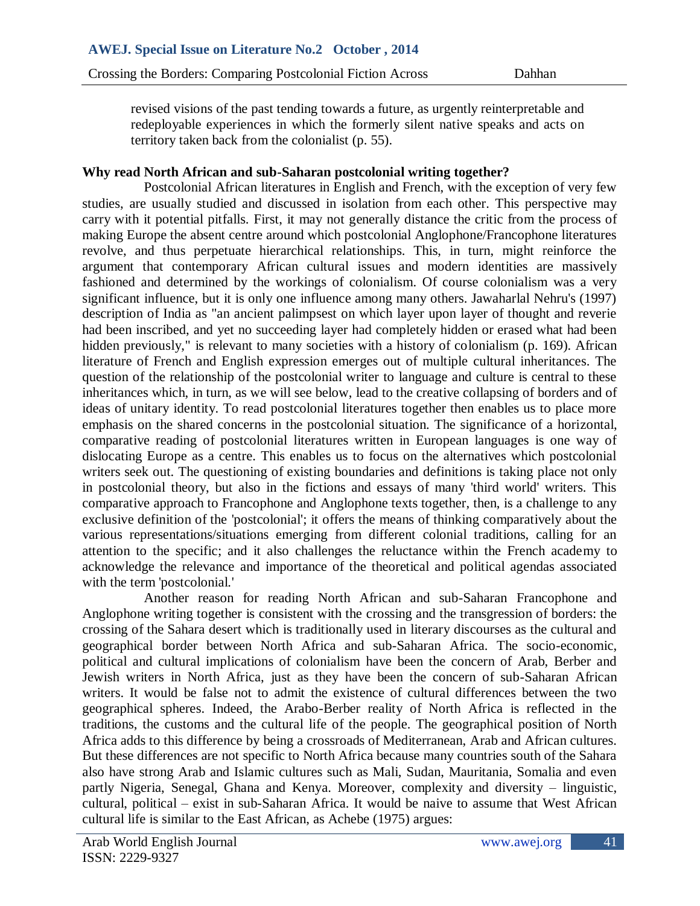> revised visions of the past tending towards a future, as urgently reinterpretable and redeployable experiences in which the formerly silent native speaks and acts on territory taken back from the colonialist (p. 55).

**Why read North African and sub-Saharan postcolonial writing together?**

Postcolonial African literatures in English and French, with the exception of very few studies, are usually studied and discussed in isolation from each other. This perspective may carry with it potential pitfalls. First, it may not generally distance the critic from the process of making Europe the absent centre around which postcolonial Anglophone/Francophone literatures revolve, and thus perpetuate hierarchical relationships. This, in turn, might reinforce the argument that contemporary African cultural issues and modern identities are massively fashioned and determined by the workings of colonialism. Of course colonialism was a very significant influence, but it is only one influence among many others. Jawaharlal Nehru's (1997) description of India as "an ancient palimpsest on which layer upon layer of thought and reverie had been inscribed, and yet no succeeding layer had completely hidden or erased what had been hidden previously," is relevant to many societies with a history of colonialism (p. 169). African literature of French and English expression emerges out of multiple cultural inheritances. The question of the relationship of the postcolonial writer to language and culture is central to these inheritances which, in turn, as we will see below, lead to the creative collapsing of borders and of ideas of unitary identity. To read postcolonial literatures together then enables us to place more emphasis on the shared concerns in the postcolonial situation. The significance of a horizontal, comparative reading of postcolonial literatures written in European languages is one way of dislocating Europe as a centre. This enables us to focus on the alternatives which postcolonial writers seek out. The questioning of existing boundaries and definitions is taking place not only in postcolonial theory, but also in the fictions and essays of many 'third world' writers. This comparative approach to Francophone and Anglophone texts together, then, is a challenge to any exclusive definition of the 'postcolonial'; it offers the means of thinking comparatively about the various representations/situations emerging from different colonial traditions, calling for an attention to the specific; and it also challenges the reluctance within the French academy to acknowledge the relevance and importance of the theoretical and political agendas associated with the term 'postcolonial.'

Another reason for reading North African and sub-Saharan Francophone and Anglophone writing together is consistent with the crossing and the transgression of borders: the crossing of the Sahara desert which is traditionally used in literary discourses as the cultural and geographical border between North Africa and sub-Saharan Africa. The socio-economic, political and cultural implications of colonialism have been the concern of Arab, Berber and Jewish writers in North Africa, just as they have been the concern of sub-Saharan African writers. It would be false not to admit the existence of cultural differences between the two geographical spheres. Indeed, the Arabo-Berber reality of North Africa is reflected in the traditions, the customs and the cultural life of the people. The geographical position of North Africa adds to this difference by being a crossroads of Mediterranean, Arab and African cultures. But these differences are not specific to North Africa because many countries south of the Sahara also have strong Arab and Islamic cultures such as Mali, Sudan, Mauritania, Somalia and even partly Nigeria, Senegal, Ghana and Kenya. Moreover, complexity and diversity – linguistic, cultural, political – exist in sub-Saharan Africa. It would be naive to assume that West African cultural life is similar to the East African, as Achebe (1975) argues: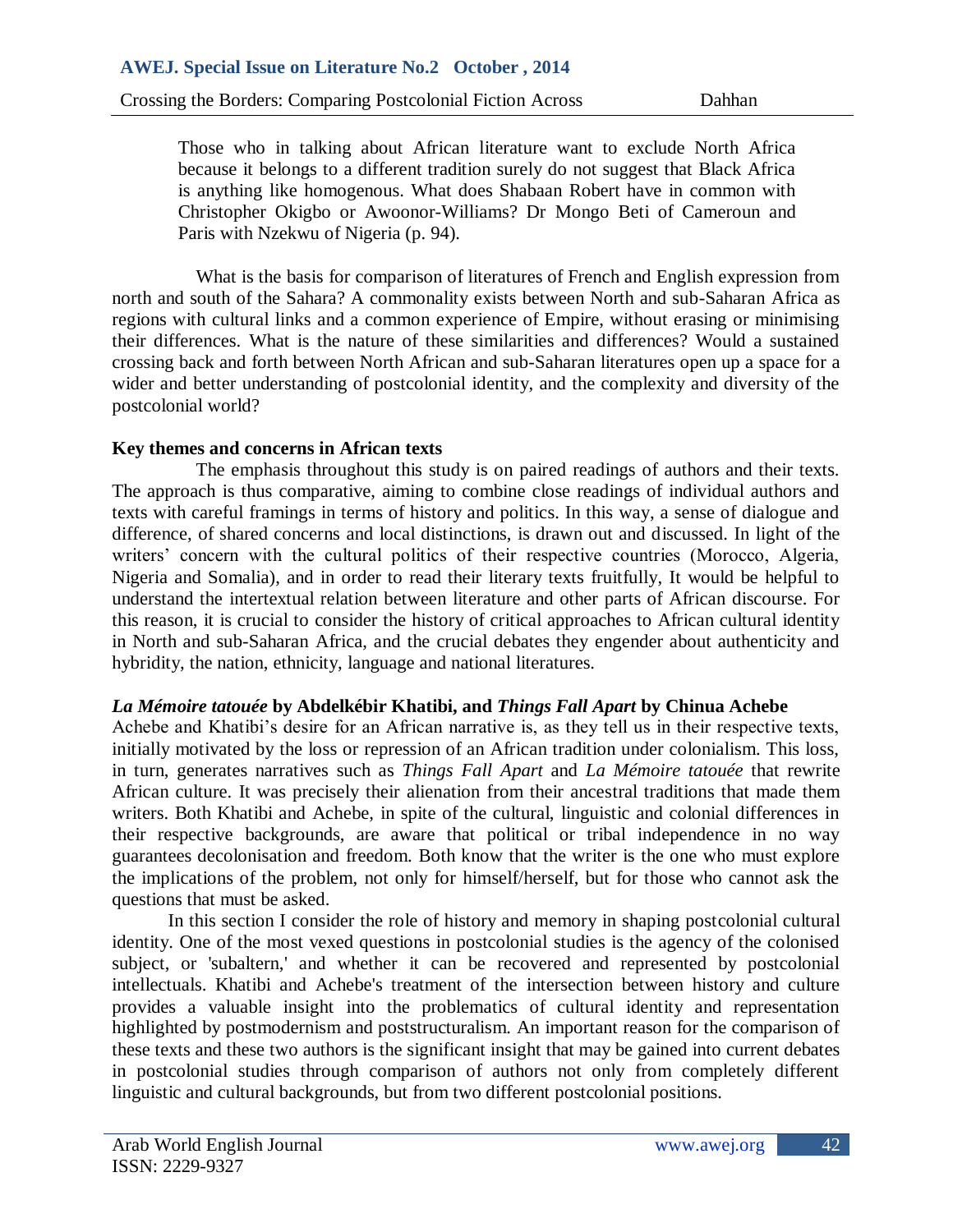> Those who in talking about African literature want to exclude North Africa because it belongs to a different tradition surely do not suggest that Black Africa is anything like homogenous. What does Shabaan Robert have in common with Christopher Okigbo or Awoonor-Williams? Dr Mongo Beti of Cameroun and Paris with Nzekwu of Nigeria (p. 94).

What is the basis for comparison of literatures of French and English expression from north and south of the Sahara? A commonality exists between North and sub-Saharan Africa as regions with cultural links and a common experience of Empire, without erasing or minimising their differences. What is the nature of these similarities and differences? Would a sustained crossing back and forth between North African and sub-Saharan literatures open up a space for a wider and better understanding of postcolonial identity, and the complexity and diversity of the postcolonial world?

**Key themes and concerns in African texts**

The emphasis throughout this study is on paired readings of authors and their texts. The approach is thus comparative, aiming to combine close readings of individual authors and texts with careful framings in terms of history and politics. In this way, a sense of dialogue and difference, of shared concerns and local distinctions, is drawn out and discussed. In light of the writers' concern with the cultural politics of their respective countries (Morocco, Algeria, Nigeria and Somalia), and in order to read their literary texts fruitfully, It would be helpful to understand the intertextual relation between literature and other parts of African discourse. For this reason, it is crucial to consider the history of critical approaches to African cultural identity in North and sub-Saharan Africa, and the crucial debates they engender about authenticity and hybridity, the nation, ethnicity, language and national literatures.

***La Mémoire tatouée* by Abdelkébir Khatibi, and *Things Fall Apart* by Chinua Achebe**

Achebe and Khatibi's desire for an African narrative is, as they tell us in their respective texts, initially motivated by the loss or repression of an African tradition under colonialism. This loss, in turn, generates narratives such as *Things Fall Apart* and *La Mémoire tatouée* that rewrite African culture. It was precisely their alienation from their ancestral traditions that made them writers. Both Khatibi and Achebe, in spite of the cultural, linguistic and colonial differences in their respective backgrounds, are aware that political or tribal independence in no way guarantees decolonisation and freedom. Both know that the writer is the one who must explore the implications of the problem, not only for himself/herself, but for those who cannot ask the questions that must be asked.

In this section I consider the role of history and memory in shaping postcolonial cultural identity. One of the most vexed questions in postcolonial studies is the agency of the colonised subject, or 'subaltern,' and whether it can be recovered and represented by postcolonial intellectuals. Khatibi and Achebe's treatment of the intersection between history and culture provides a valuable insight into the problematics of cultural identity and representation highlighted by postmodernism and poststructuralism. An important reason for the comparison of these texts and these two authors is the significant insight that may be gained into current debates in postcolonial studies through comparison of authors not only from completely different linguistic and cultural backgrounds, but from two different postcolonial positions.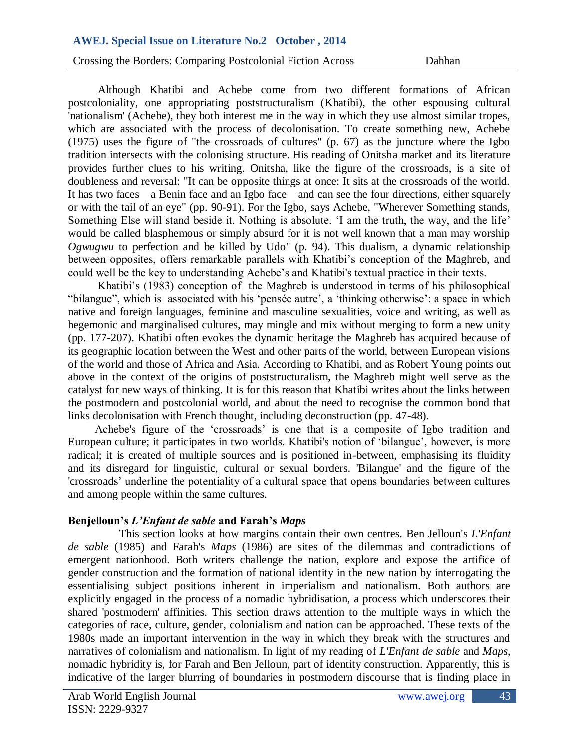Although Khatibi and Achebe come from two different formations of African postcoloniality, one appropriating poststructuralism (Khatibi), the other espousing cultural 'nationalism' (Achebe), they both interest me in the way in which they use almost similar tropes, which are associated with the process of decolonisation. To create something new, Achebe (1975) uses the figure of "the crossroads of cultures" (p. 67) as the juncture where the Igbo tradition intersects with the colonising structure. His reading of Onitsha market and its literature provides further clues to his writing. Onitsha, like the figure of the crossroads, is a site of doubleness and reversal: "It can be opposite things at once: It sits at the crossroads of the world. It has two faces—a Benin face and an Igbo face—and can see the four directions, either squarely or with the tail of an eye" (pp. 90-91). For the Igbo, says Achebe, "Wherever Something stands, Something Else will stand beside it. Nothing is absolute. 'I am the truth, the way, and the life' would be called blasphemous or simply absurd for it is not well known that a man may worship *Ogwugwu* to perfection and be killed by Udo" (p. 94). This dualism, a dynamic relationship between opposites, offers remarkable parallels with Khatibi's conception of the Maghreb, and could well be the key to understanding Achebe's and Khatibi's textual practice in their texts.

Khatibi's (1983) conception of the Maghreb is understood in terms of his philosophical "bilangue", which is associated with his 'pensée autre', a 'thinking otherwise': a space in which native and foreign languages, feminine and masculine sexualities, voice and writing, as well as hegemonic and marginalised cultures, may mingle and mix without merging to form a new unity (pp. 177-207). Khatibi often evokes the dynamic heritage the Maghreb has acquired because of its geographic location between the West and other parts of the world, between European visions of the world and those of Africa and Asia. According to Khatibi, and as Robert Young points out above in the context of the origins of poststructuralism, the Maghreb might well serve as the catalyst for new ways of thinking. It is for this reason that Khatibi writes about the links between the postmodern and postcolonial world, and about the need to recognise the common bond that links decolonisation with French thought, including deconstruction (pp. 47-48).

Achebe's figure of the 'crossroads' is one that is a composite of Igbo tradition and European culture; it participates in two worlds. Khatibi's notion of 'bilangue', however, is more radical; it is created of multiple sources and is positioned in-between, emphasising its fluidity and its disregard for linguistic, cultural or sexual borders. 'Bilangue' and the figure of the 'crossroads' underline the potentiality of a cultural space that opens boundaries between cultures and among people within the same cultures.

### Benjelloun's *L'Enfant de sable* and Farah's *Maps*

This section looks at how margins contain their own centres. Ben Jelloun's *L'Enfant de sable* (1985) and Farah's *Maps* (1986) are sites of the dilemmas and contradictions of emergent nationhood. Both writers challenge the nation, explore and expose the artifice of gender construction and the formation of national identity in the new nation by interrogating the essentialising subject positions inherent in imperialism and nationalism. Both authors are explicitly engaged in the process of a nomadic hybridisation, a process which underscores their shared 'postmodern' affinities. This section draws attention to the multiple ways in which the categories of race, culture, gender, colonialism and nation can be approached. These texts of the 1980s made an important intervention in the way in which they break with the structures and narratives of colonialism and nationalism. In light of my reading of *L'Enfant de sable* and *Maps*, nomadic hybridity is, for Farah and Ben Jelloun, part of identity construction. Apparently, this is indicative of the larger blurring of boundaries in postmodern discourse that is finding place in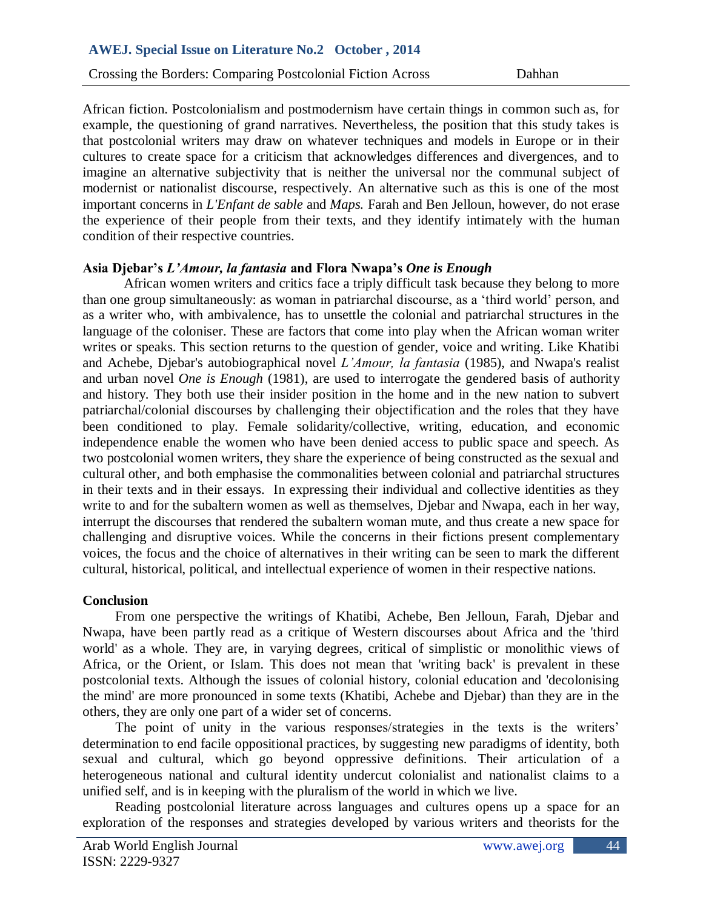African fiction. Postcolonialism and postmodernism have certain things in common such as, for example, the questioning of grand narratives. Nevertheless, the position that this study takes is that postcolonial writers may draw on whatever techniques and models in Europe or in their cultures to create space for a criticism that acknowledges differences and divergences, and to imagine an alternative subjectivity that is neither the universal nor the communal subject of modernist or nationalist discourse, respectively. An alternative such as this is one of the most important concerns in *L'Enfant de sable* and *Maps.* Farah and Ben Jelloun, however, do not erase the experience of their people from their texts, and they identify intimately with the human condition of their respective countries.

### Asia Djebar's *L'Amour, la fantasia* and Flora Nwapa's *One is Enough*

African women writers and critics face a triply difficult task because they belong to more than one group simultaneously: as woman in patriarchal discourse, as a 'third world' person, and as a writer who, with ambivalence, has to unsettle the colonial and patriarchal structures in the language of the coloniser. These are factors that come into play when the African woman writer writes or speaks. This section returns to the question of gender, voice and writing. Like Khatibi and Achebe, Djebar's autobiographical novel *L'Amour, la fantasia* (1985), and Nwapa's realist and urban novel *One is Enough* (1981), are used to interrogate the gendered basis of authority and history. They both use their insider position in the home and in the new nation to subvert patriarchal/colonial discourses by challenging their objectification and the roles that they have been conditioned to play. Female solidarity/collective, writing, education, and economic independence enable the women who have been denied access to public space and speech. As two postcolonial women writers, they share the experience of being constructed as the sexual and cultural other, and both emphasise the commonalities between colonial and patriarchal structures in their texts and in their essays. In expressing their individual and collective identities as they write to and for the subaltern women as well as themselves, Djebar and Nwapa, each in her way, interrupt the discourses that rendered the subaltern woman mute, and thus create a new space for challenging and disruptive voices. While the concerns in their fictions present complementary voices, the focus and the choice of alternatives in their writing can be seen to mark the different cultural, historical, political, and intellectual experience of women in their respective nations.

### Conclusion

From one perspective the writings of Khatibi, Achebe, Ben Jelloun, Farah, Djebar and Nwapa, have been partly read as a critique of Western discourses about Africa and the 'third world' as a whole. They are, in varying degrees, critical of simplistic or monolithic views of Africa, or the Orient, or Islam. This does not mean that 'writing back' is prevalent in these postcolonial texts. Although the issues of colonial history, colonial education and 'decolonising the mind' are more pronounced in some texts (Khatibi, Achebe and Djebar) than they are in the others, they are only one part of a wider set of concerns.

The point of unity in the various responses/strategies in the texts is the writers' determination to end facile oppositional practices, by suggesting new paradigms of identity, both sexual and cultural, which go beyond oppressive definitions. Their articulation of a heterogeneous national and cultural identity undercut colonialist and nationalist claims to a unified self, and is in keeping with the pluralism of the world in which we live.

Reading postcolonial literature across languages and cultures opens up a space for an exploration of the responses and strategies developed by various writers and theorists for the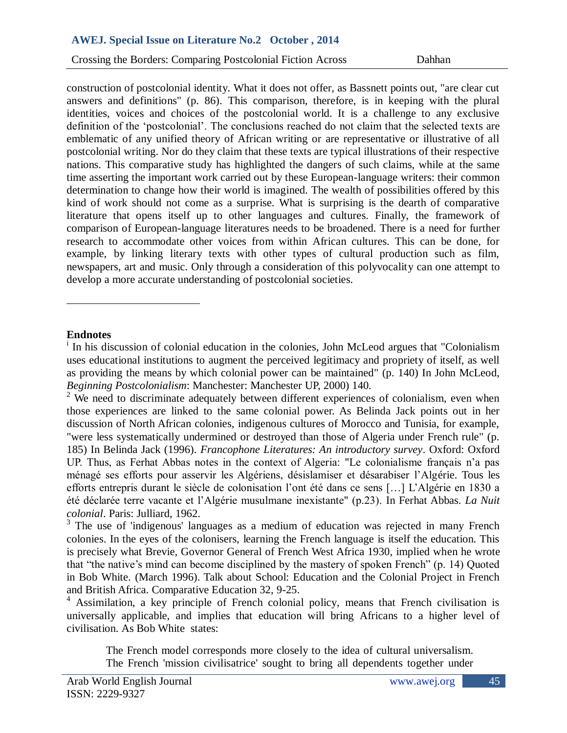construction of postcolonial identity. What it does not offer, as Bassnett points out, "are clear cut answers and definitions" (p. 86). This comparison, therefore, is in keeping with the plural identities, voices and choices of the postcolonial world. It is a challenge to any exclusive definition of the 'postcolonial'. The conclusions reached do not claim that the selected texts are emblematic of any unified theory of African writing or are representative or illustrative of all postcolonial writing. Nor do they claim that these texts are typical illustrations of their respective nations. This comparative study has highlighted the dangers of such claims, while at the same time asserting the important work carried out by these European-language writers: their common determination to change how their world is imagined. The wealth of possibilities offered by this kind of work should not come as a surprise. What is surprising is the dearth of comparative literature that opens itself up to other languages and cultures. Finally, the framework of comparison of European-language literatures needs to be broadened. There is a need for further research to accommodate other voices from within African cultures. This can be done, for example, by linking literary texts with other types of cultural production such as film, newspapers, art and music. Only through a consideration of this polyvocality can one attempt to develop a more accurate understanding of postcolonial societies.

---

**Endnotes**

[i] In his discussion of colonial education in the colonies, John McLeod argues that "Colonialism uses educational institutions to augment the perceived legitimacy and propriety of itself, as well as providing the means by which colonial power can be maintained" (p. 140) In John McLeod, *Beginning Postcolonialism*: Manchester: Manchester UP, 2000) 140.

[2] We need to discriminate adequately between different experiences of colonialism, even when those experiences are linked to the same colonial power. As Belinda Jack points out in her discussion of North African colonies, indigenous cultures of Morocco and Tunisia, for example, "were less systematically undermined or destroyed than those of Algeria under French rule" (p. 185) In Belinda Jack (1996). *Francophone Literatures: An introductory survey*. Oxford: Oxford UP. Thus, as Ferhat Abbas notes in the context of Algeria: "Le colonialisme français n'a pas ménagé ses efforts pour asservir les Algériens, désislamiser et désarabiser l'Algérie. Tous les efforts entrepris durant le siècle de colonisation l'ont été dans ce sens […] L'Algérie en 1830 a été déclarée terre vacante et l'Algérie musulmane inexistante" (p.23). In Ferhat Abbas. *La Nuit colonial*. Paris: Julliard, 1962.

[3] The use of 'indigenous' languages as a medium of education was rejected in many French colonies. In the eyes of the colonisers, learning the French language is itself the education. This is precisely what Brevie, Governor General of French West Africa 1930, implied when he wrote that "the native's mind can become disciplined by the mastery of spoken French" (p. 14) Quoted in Bob White. (March 1996). Talk about School: Education and the Colonial Project in French and British Africa. Comparative Education 32, 9-25.

[4] Assimilation, a key principle of French colonial policy, means that French civilisation is universally applicable, and implies that education will bring Africans to a higher level of civilisation. As Bob White states:

> The French model corresponds more closely to the idea of cultural universalism. The French 'mission civilisatrice' sought to bring all dependents together under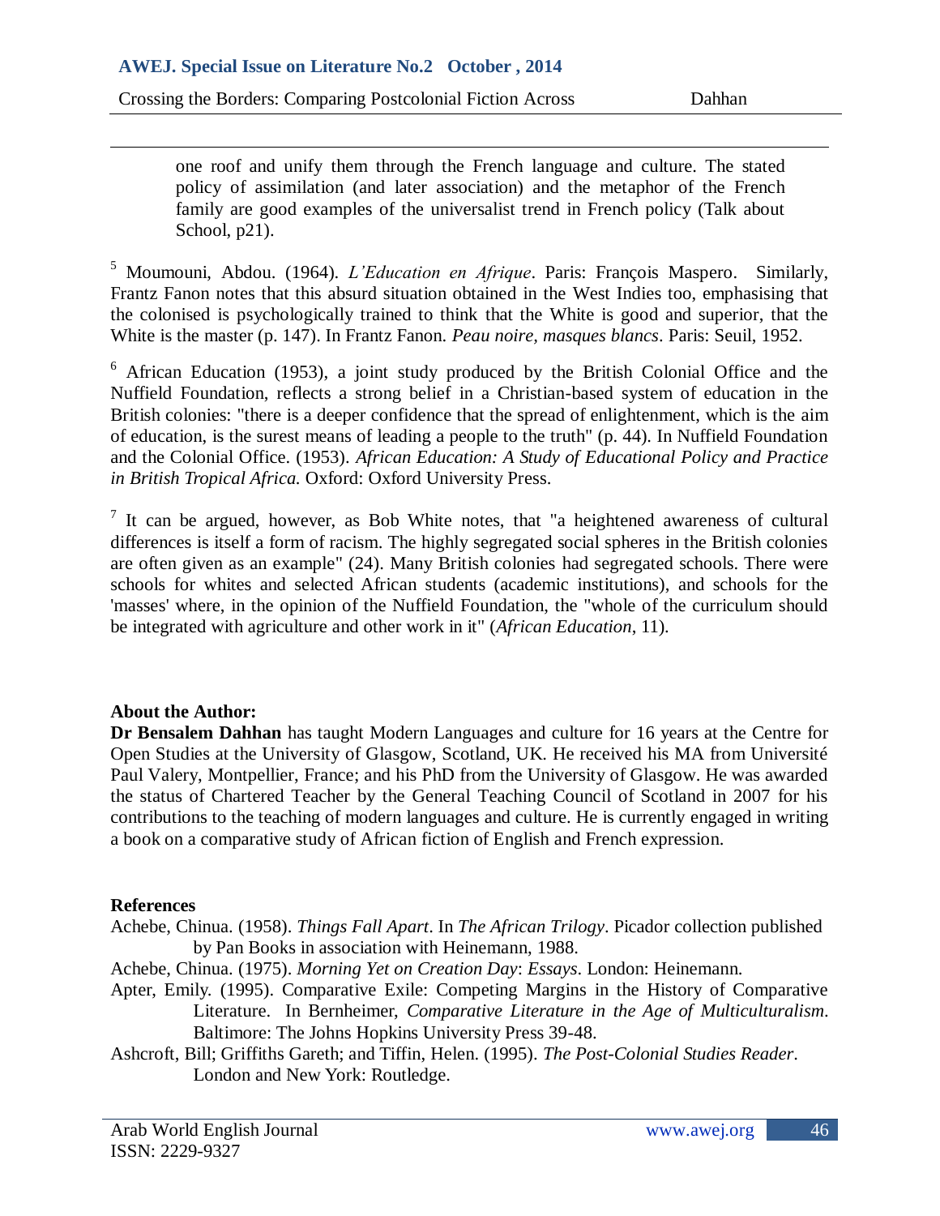> one roof and unify them through the French language and culture. The stated policy of assimilation (and later association) and the metaphor of the French family are good examples of the universalist trend in French policy (Talk about School, p21).

[5] Moumouni, Abdou. (1964). *L'Education en Afrique*. Paris: François Maspero. Similarly, Frantz Fanon notes that this absurd situation obtained in the West Indies too, emphasising that the colonised is psychologically trained to think that the White is good and superior, that the White is the master (p. 147). In Frantz Fanon. *Peau noire, masques blancs*. Paris: Seuil, 1952.

[6] African Education (1953), a joint study produced by the British Colonial Office and the Nuffield Foundation, reflects a strong belief in a Christian-based system of education in the British colonies: "there is a deeper confidence that the spread of enlightenment, which is the aim of education, is the surest means of leading a people to the truth" (p. 44). In Nuffield Foundation and the Colonial Office. (1953). *African Education: A Study of Educational Policy and Practice in British Tropical Africa.* Oxford: Oxford University Press.

[7] It can be argued, however, as Bob White notes, that "a heightened awareness of cultural differences is itself a form of racism. The highly segregated social spheres in the British colonies are often given as an example" (24). Many British colonies had segregated schools. There were schools for whites and selected African students (academic institutions), and schools for the 'masses' where, in the opinion of the Nuffield Foundation, the "whole of the curriculum should be integrated with agriculture and other work in it" (*African Education*, 11).

**About the Author:**

**Dr Bensalem Dahhan** has taught Modern Languages and culture for 16 years at the Centre for Open Studies at the University of Glasgow, Scotland, UK. He received his MA from Université Paul Valery, Montpellier, France; and his PhD from the University of Glasgow. He was awarded the status of Chartered Teacher by the General Teaching Council of Scotland in 2007 for his contributions to the teaching of modern languages and culture. He is currently engaged in writing a book on a comparative study of African fiction of English and French expression.

**References**

Achebe, Chinua. (1958). *Things Fall Apart*. In *The African Trilogy*. Picador collection published by Pan Books in association with Heinemann, 1988.

Achebe, Chinua. (1975). *Morning Yet on Creation Day*: *Essays*. London: Heinemann.

Apter, Emily. (1995). Comparative Exile: Competing Margins in the History of Comparative Literature. In Bernheimer, *Comparative Literature in the Age of Multiculturalism*. Baltimore: The Johns Hopkins University Press 39-48.

Ashcroft, Bill; Griffiths Gareth; and Tiffin, Helen. (1995). *The Post-Colonial Studies Reader*. London and New York: Routledge.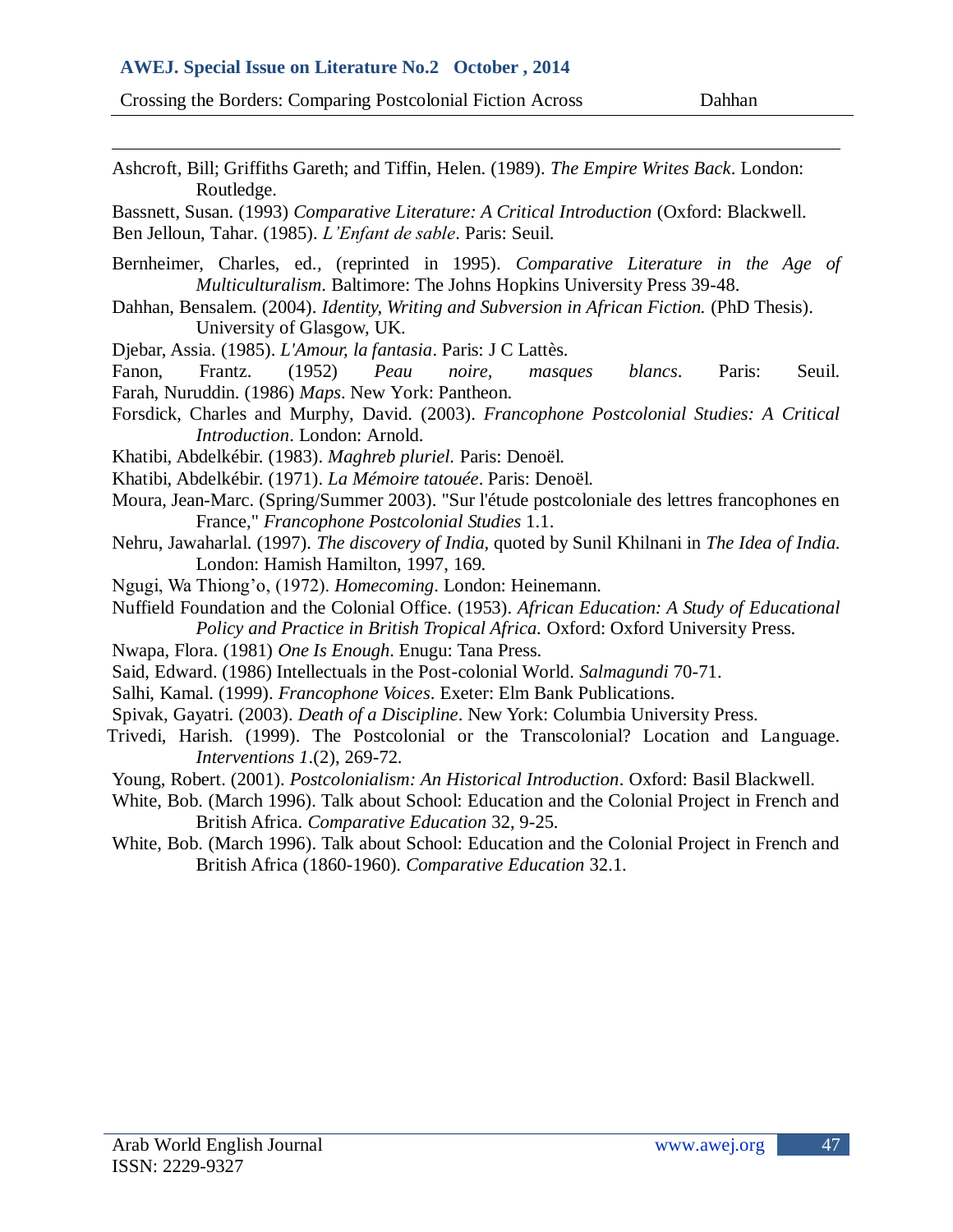Ashcroft, Bill; Griffiths Gareth; and Tiffin, Helen. (1989). *The Empire Writes Back*. London: Routledge.

Bassnett, Susan. (1993) *Comparative Literature: A Critical Introduction* (Oxford: Blackwell.

Ben Jelloun, Tahar. (1985). *L'Enfant de sable*. Paris: Seuil.

Bernheimer, Charles, ed., (reprinted in 1995). *Comparative Literature in the Age of Multiculturalism*. Baltimore: The Johns Hopkins University Press 39-48.

Dahhan, Bensalem. (2004). *Identity, Writing and Subversion in African Fiction.* (PhD Thesis). University of Glasgow, UK.

Djebar, Assia. (1985). *L'Amour, la fantasia*. Paris: J C Lattès.

Fanon, Frantz. (1952) *Peau noire, masques blancs*. Paris: Seuil.

Farah, Nuruddin. (1986) *Maps*. New York: Pantheon.

Forsdick, Charles and Murphy, David. (2003). *Francophone Postcolonial Studies: A Critical Introduction*. London: Arnold.

Khatibi, Abdelkébir. (1983). *Maghreb pluriel.* Paris: Denoël.

Khatibi, Abdelkébir. (1971). *La Mémoire tatouée*. Paris: Denoël.

Moura, Jean-Marc. (Spring/Summer 2003). "Sur l'étude postcoloniale des lettres francophones en France," *Francophone Postcolonial Studies* 1.1.

Nehru, Jawaharlal. (1997). *The discovery of India,* quoted by Sunil Khilnani in *The Idea of India.* London: Hamish Hamilton, 1997, 169.

Ngugi, Wa Thiong'o, (1972). *Homecoming*. London: Heinemann.

Nuffield Foundation and the Colonial Office. (1953). *African Education: A Study of Educational Policy and Practice in British Tropical Africa.* Oxford: Oxford University Press.

Nwapa, Flora. (1981) *One Is Enough*. Enugu: Tana Press.

Said, Edward. (1986) Intellectuals in the Post-colonial World. *Salmagundi* 70-71.

Salhi, Kamal. (1999). *Francophone Voices*. Exeter: Elm Bank Publications.

Spivak, Gayatri. (2003). *Death of a Discipline*. New York: Columbia University Press.

Trivedi, Harish. (1999). The Postcolonial or the Transcolonial? Location and Language. *Interventions 1*.(2), 269-72.

Young, Robert. (2001). *Postcolonialism: An Historical Introduction*. Oxford: Basil Blackwell.

White, Bob. (March 1996). Talk about School: Education and the Colonial Project in French and British Africa. *Comparative Education* 32, 9-25.

White, Bob. (March 1996). Talk about School: Education and the Colonial Project in French and British Africa (1860-1960). *Comparative Education* 32.1.